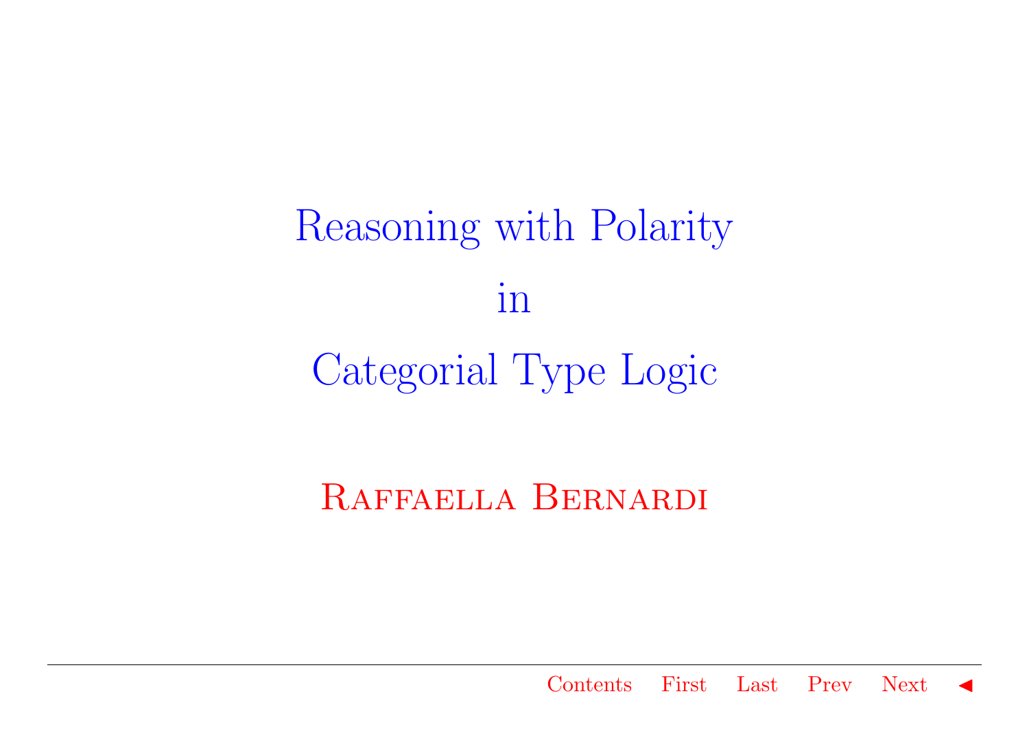# Reasoning with Polarity in Categorial Type Logic

Raffaella Bernardi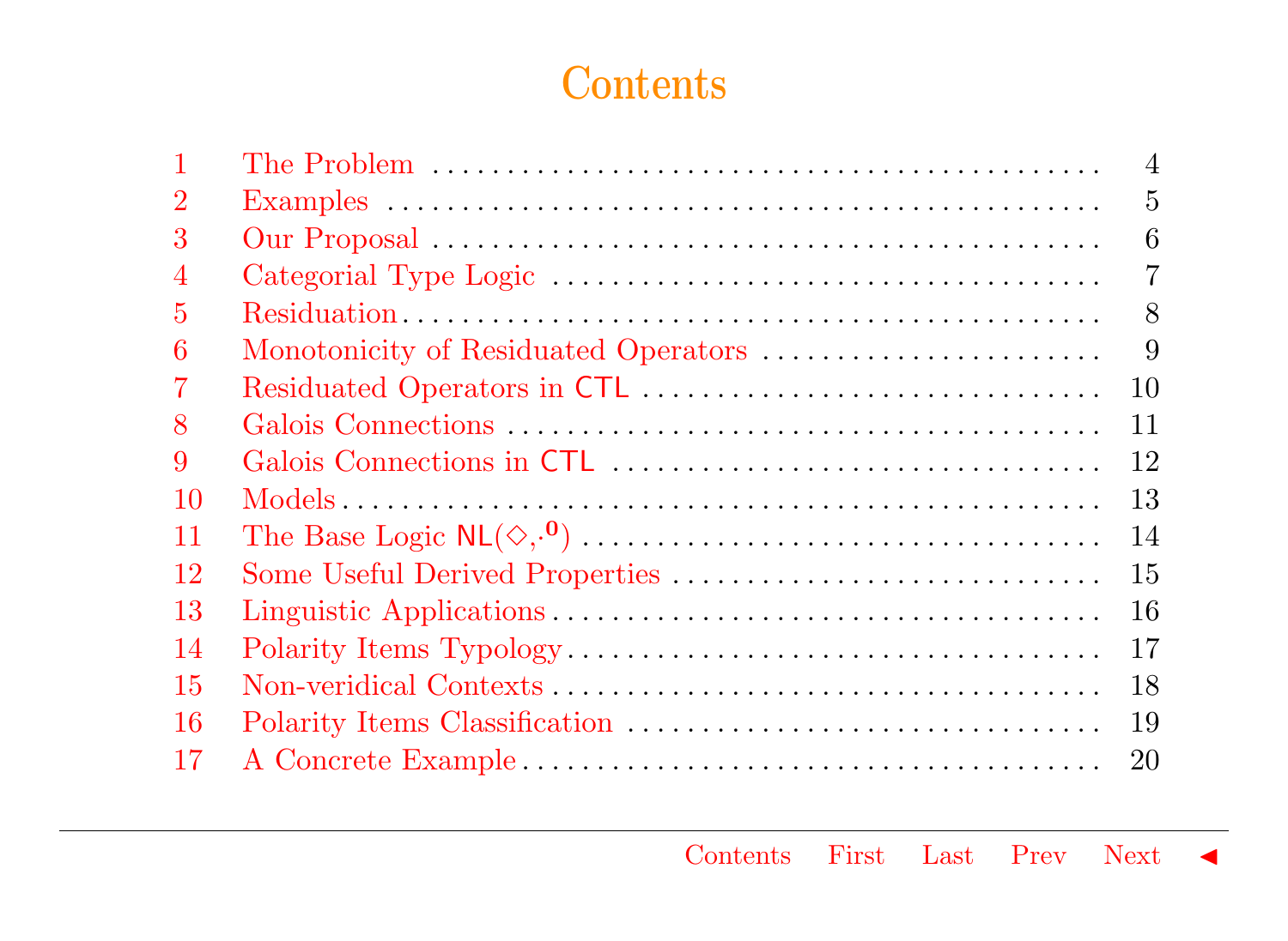# Contents

1 The Problem . . . . . . . . . . . . . . . . . . . . . . . . . . . . . . . . . . . . . 4
2 Examples . . . . . . . . . . . . . . . . . . . . . . . . . . . . . . . . . . . . . . 5
3 Our Proposal . . . . . . . . . . . . . . . . . . . . . . . . . . . . . . . . . . . . 6
4 Categorial Type Logic . . . . . . . . . . . . . . . . . . . . . . . . . . . . . 7
5 Residuation . . . . . . . . . . . . . . . . . . . . . . . . . . . . . . . . . . . . . 8
6 Monotonicity of Residuated Operators . . . . . . . . . . . . . . . . . 9
7 Residuated Operators in CTL . . . . . . . . . . . . . . . . . . . . . . . . 10
8 Galois Connections . . . . . . . . . . . . . . . . . . . . . . . . . . . . . . . 11
9 Galois Connections in CTL . . . . . . . . . . . . . . . . . . . . . . . . . 12
10 Models . . . . . . . . . . . . . . . . . . . . . . . . . . . . . . . . . . . . . . . 13
11 The Base Logic $\mathsf{NL}(\Diamond, \cdot^{0})$ . . . . . . . . . . . . . . . . . . . . . . . . . 14
12 Some Useful Derived Properties . . . . . . . . . . . . . . . . . . . . . 15
13 Linguistic Applications . . . . . . . . . . . . . . . . . . . . . . . . . . . . 16
14 Polarity Items Typology . . . . . . . . . . . . . . . . . . . . . . . . . . . 17
15 Non-veridical Contexts . . . . . . . . . . . . . . . . . . . . . . . . . . . . 18
16 Polarity Items Classification . . . . . . . . . . . . . . . . . . . . . . . 19
17 A Concrete Example . . . . . . . . . . . . . . . . . . . . . . . . . . . . . . 20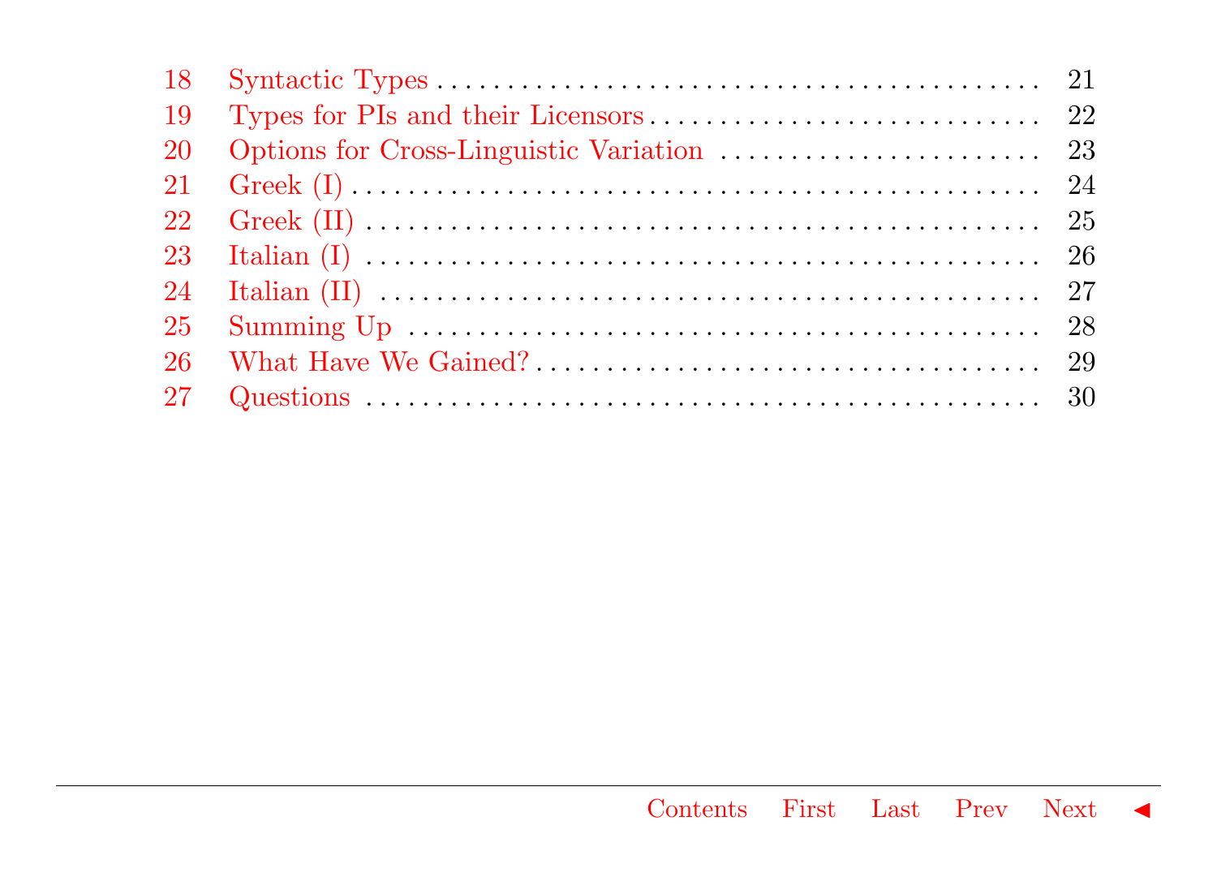18 Syntactic Types . . . . . . . . . . . . . . . . . . . . . . . . . . . . . . . . . . . . . . . . 21
19 Types for PIs and their Licensors . . . . . . . . . . . . . . . . . . . . . . . . . . . 22
20 Options for Cross-Linguistic Variation . . . . . . . . . . . . . . . . . . . . . . . 23
21 Greek (I) . . . . . . . . . . . . . . . . . . . . . . . . . . . . . . . . . . . . . . . . . . . . . 24
22 Greek (II) . . . . . . . . . . . . . . . . . . . . . . . . . . . . . . . . . . . . . . . . . . . . 25
23 Italian (I) . . . . . . . . . . . . . . . . . . . . . . . . . . . . . . . . . . . . . . . . . . . . 26
24 Italian (II) . . . . . . . . . . . . . . . . . . . . . . . . . . . . . . . . . . . . . . . . . . . 27
25 Summing Up . . . . . . . . . . . . . . . . . . . . . . . . . . . . . . . . . . . . . . . . . . 28
26 What Have We Gained? . . . . . . . . . . . . . . . . . . . . . . . . . . . . . . . . . . 29
27 Questions . . . . . . . . . . . . . . . . . . . . . . . . . . . . . . . . . . . . . . . . . . . . . 30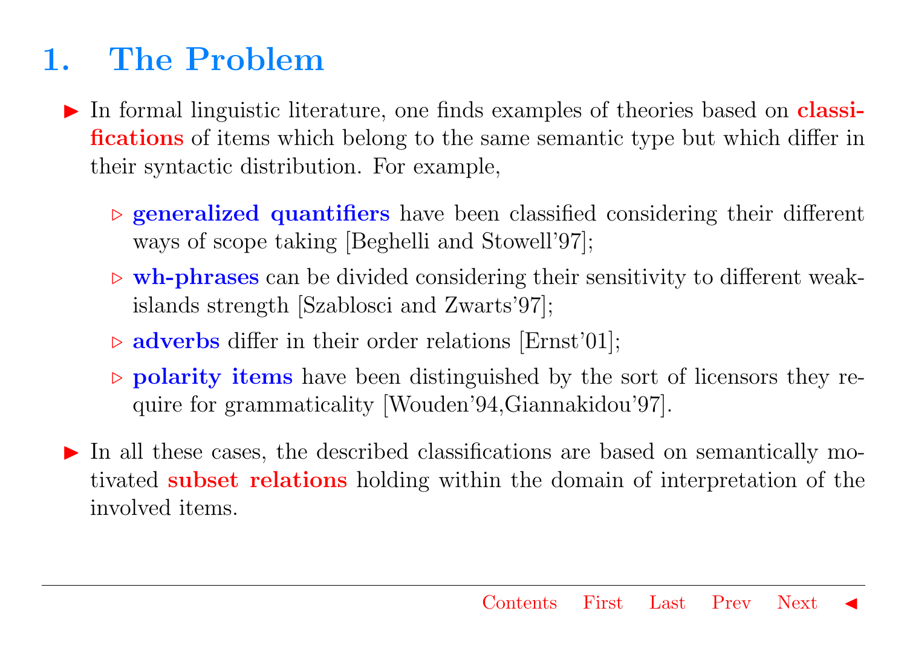# 1. The Problem

- In formal linguistic literature, one finds examples of theories based on **classifications** of items which belong to the same semantic type but which differ in their syntactic distribution. For example,
  - **generalized quantifiers** have been classified considering their different ways of scope taking [Beghelli and Stowell'97];
  - **wh-phrases** can be divided considering their sensitivity to different weak-islands strength [Szablosci and Zwarts'97];
  - **adverbs** differ in their order relations [Ernst'01];
  - **polarity items** have been distinguished by the sort of licensors they require for grammaticality [Wouden'94,Giannakidou'97].
- In all these cases, the described classifications are based on semantically motivated **subset relations** holding within the domain of interpretation of the involved items.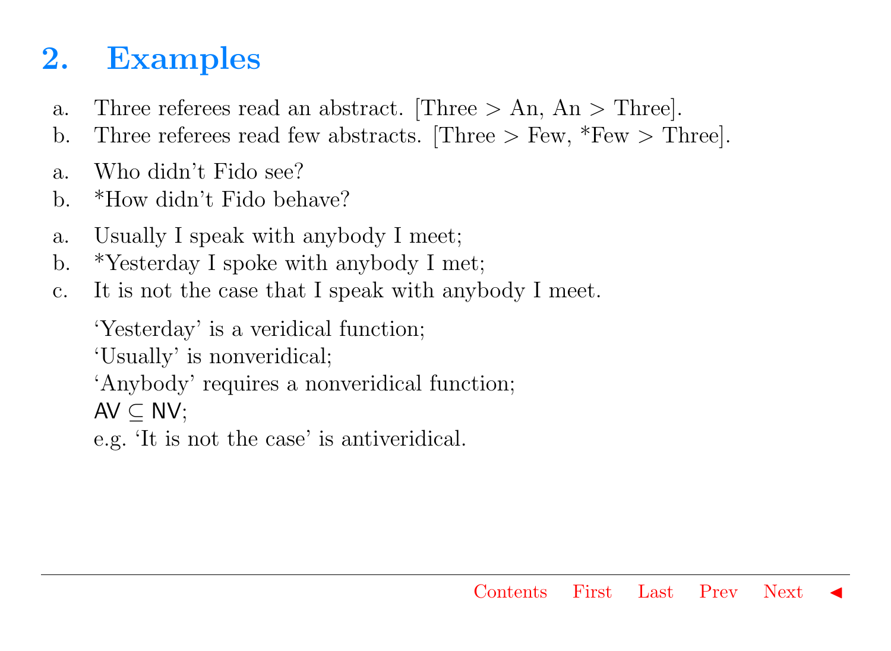## 2. Examples

a. Three referees read an abstract. [Three > An, An > Three].
b. Three referees read few abstracts. [Three > Few, *Few > Three].

a. Who didn't Fido see?
b. *How didn't Fido behave?

a. Usually I speak with anybody I meet;
b. *Yesterday I spoke with anybody I met;
c. It is not the case that I speak with anybody I meet.

'Yesterday' is a veridical function;
'Usually' is nonveridical;
'Anybody' requires a nonveridical function;
$\mathsf{AV} \subseteq \mathsf{NV}$;
e.g. 'It is not the case' is antiveridical.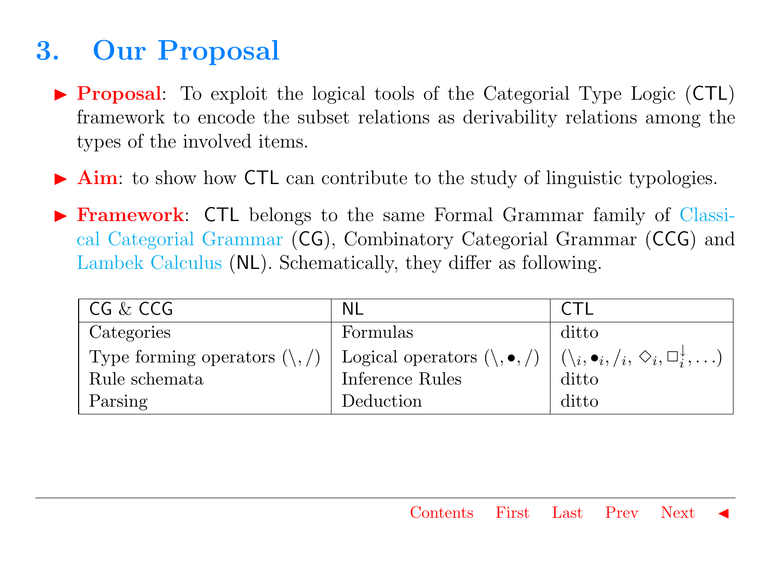# 3. Our Proposal

- **Proposal**: To exploit the logical tools of the Categorial Type Logic (CTL) framework to encode the subset relations as derivability relations among the types of the involved items.
- **Aim**: to show how CTL can contribute to the study of linguistic typologies.
- **Framework**: CTL belongs to the same Formal Grammar family of Classical Categorial Grammar (CG), Combinatory Categorial Grammar (CCG) and Lambek Calculus (NL). Schematically, they differ as following.

| CG & CCG | NL | CTL |
| --- | --- | --- |
| Categories | Formulas | ditto |
| Type forming operators ($\backslash, /$) | Logical operators ($\backslash, \bullet, /$) | ($\backslash_i, \bullet_i, /_i, \Diamond_i, \Box_i^{\downarrow}, \ldots$) |
| Rule schemata | Inference Rules | ditto |
| Parsing | Deduction | ditto |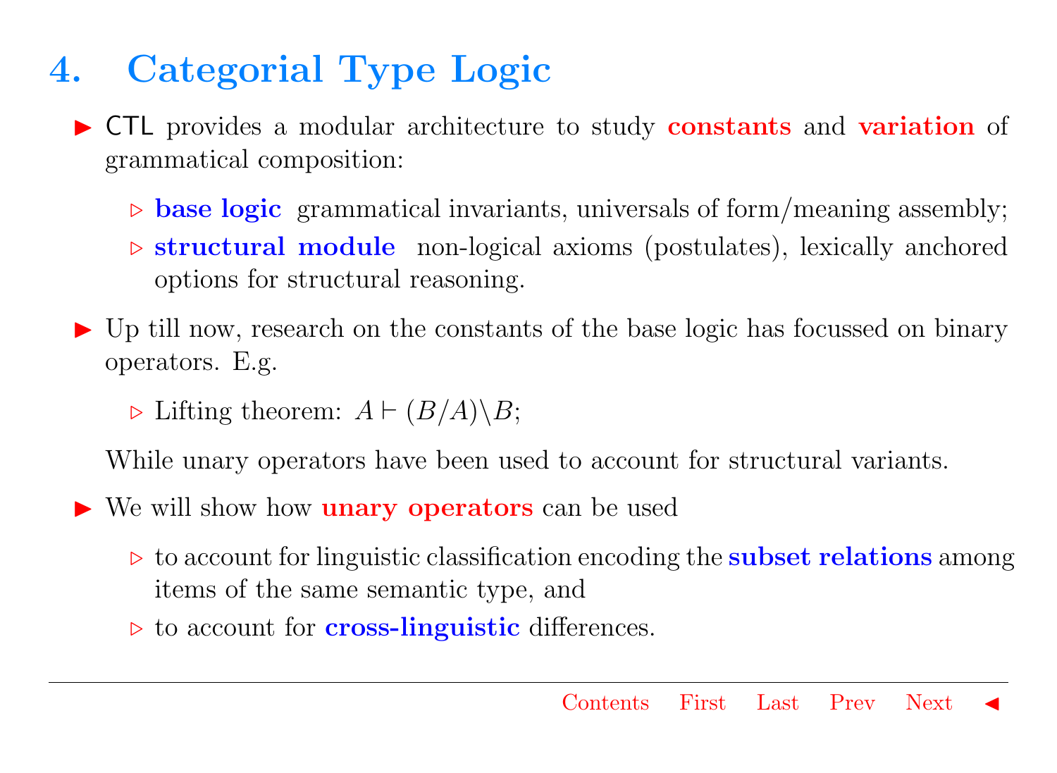# 4. Categorial Type Logic

- CTL provides a modular architecture to study **constants** and **variation** of grammatical composition:
  - **base logic** grammatical invariants, universals of form/meaning assembly;
  - **structural module** non-logical axioms (postulates), lexically anchored options for structural reasoning.
- Up till now, research on the constants of the base logic has focussed on binary operators. E.g.
  - Lifting theorem: $A \vdash (B/A)\backslash B$;

  While unary operators have been used to account for structural variants.
- We will show how **unary operators** can be used
  - to account for linguistic classification encoding the **subset relations** among items of the same semantic type, and
  - to account for **cross-linguistic** differences.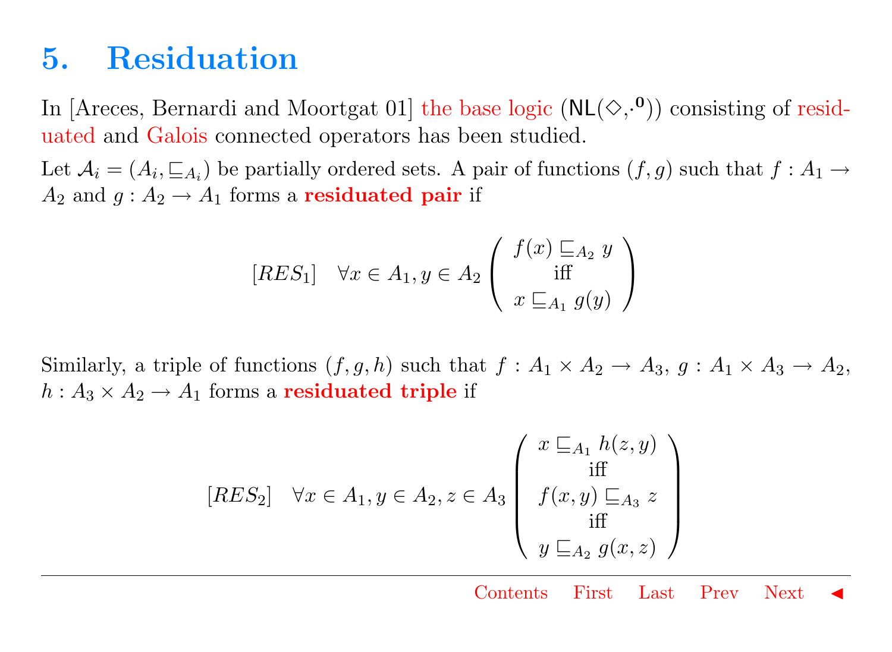# 5. Residuation

In [Areces, Bernardi and Moortgat 01] the base logic ($\mathsf{NL}(\diamond, \cdot^{\mathbf{0}})$) consisting of residuated and Galois connected operators has been studied.

Let $\mathcal{A}_i = (A_i, \sqsubseteq_{A_i})$ be partially ordered sets. A pair of functions $(f, g)$ such that $f : A_1 \to A_2$ and $g : A_2 \to A_1$ forms a **residuated pair** if

$$[RES_1] \quad \forall x \in A_1, y \in A_2 \begin{pmatrix} f(x) \sqsubseteq_{A_2} y \\ \text{iff} \\ x \sqsubseteq_{A_1} g(y) \end{pmatrix}$$

Similarly, a triple of functions $(f, g, h)$ such that $f : A_1 \times A_2 \to A_3$, $g : A_1 \times A_3 \to A_2$, $h : A_3 \times A_2 \to A_1$ forms a **residuated triple** if

$$[RES_2] \quad \forall x \in A_1, y \in A_2, z \in A_3 \begin{pmatrix} x \sqsubseteq_{A_1} h(z, y) \\ \text{iff} \\ f(x, y) \sqsubseteq_{A_3} z \\ \text{iff} \\ y \sqsubseteq_{A_2} g(x, z) \end{pmatrix}$$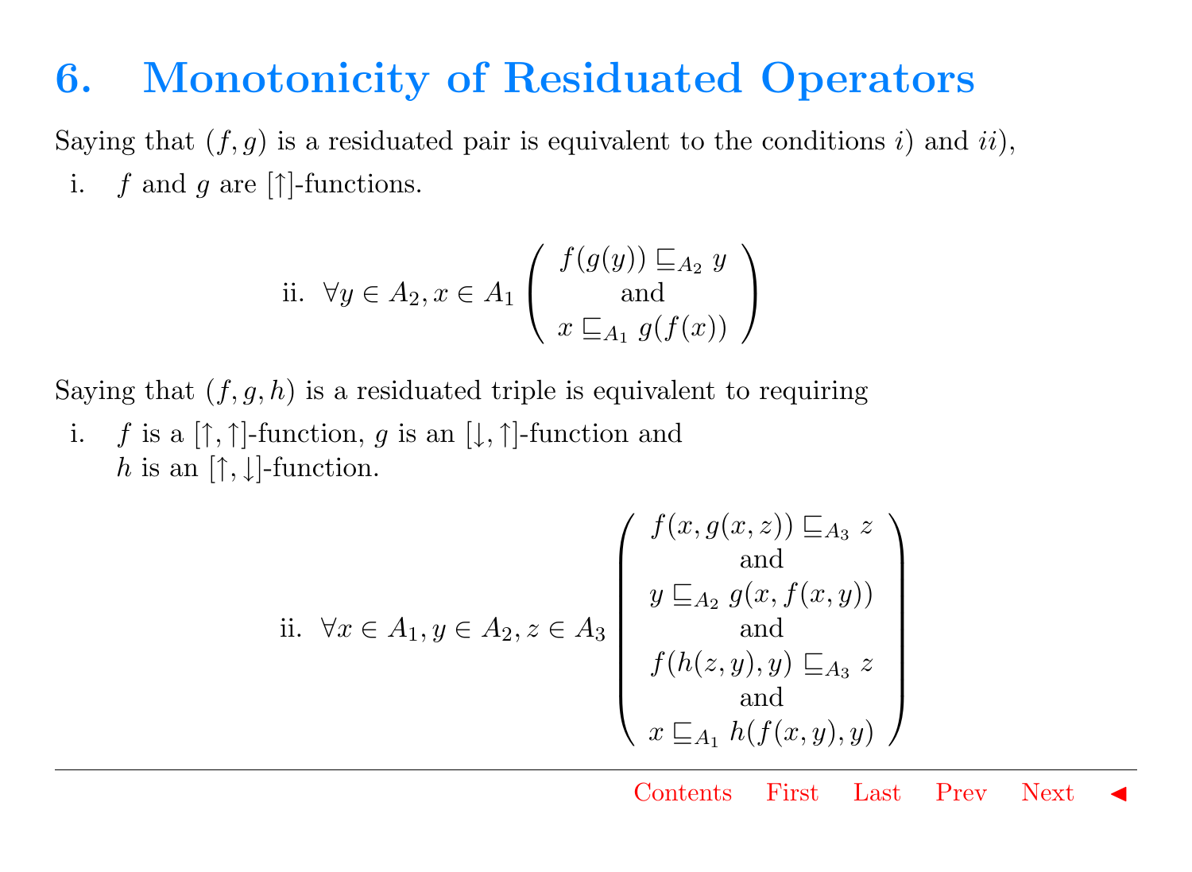# 6. Monotonicity of Residuated Operators

Saying that $(f, g)$ is a residuated pair is equivalent to the conditions $i)$ and $ii)$,

i. $f$ and $g$ are $[\uparrow]$-functions.

$$\text{ii. } \forall y \in A_2, x \in A_1 \begin{pmatrix} f(g(y)) \sqsubseteq_{A_2} y \\ \text{and} \\ x \sqsubseteq_{A_1} g(f(x)) \end{pmatrix}$$

Saying that $(f, g, h)$ is a residuated triple is equivalent to requiring

i. $f$ is a $[\uparrow, \uparrow]$-function, $g$ is an $[\downarrow, \uparrow]$-function and $h$ is an $[\uparrow, \downarrow]$-function.

$$\text{ii. } \forall x \in A_1, y \in A_2, z \in A_3 \begin{pmatrix} f(x, g(x, z)) \sqsubseteq_{A_3} z \\ \text{and} \\ y \sqsubseteq_{A_2} g(x, f(x, y)) \\ \text{and} \\ f(h(z, y), y) \sqsubseteq_{A_3} z \\ \text{and} \\ x \sqsubseteq_{A_1} h(f(x, y), y) \end{pmatrix}$$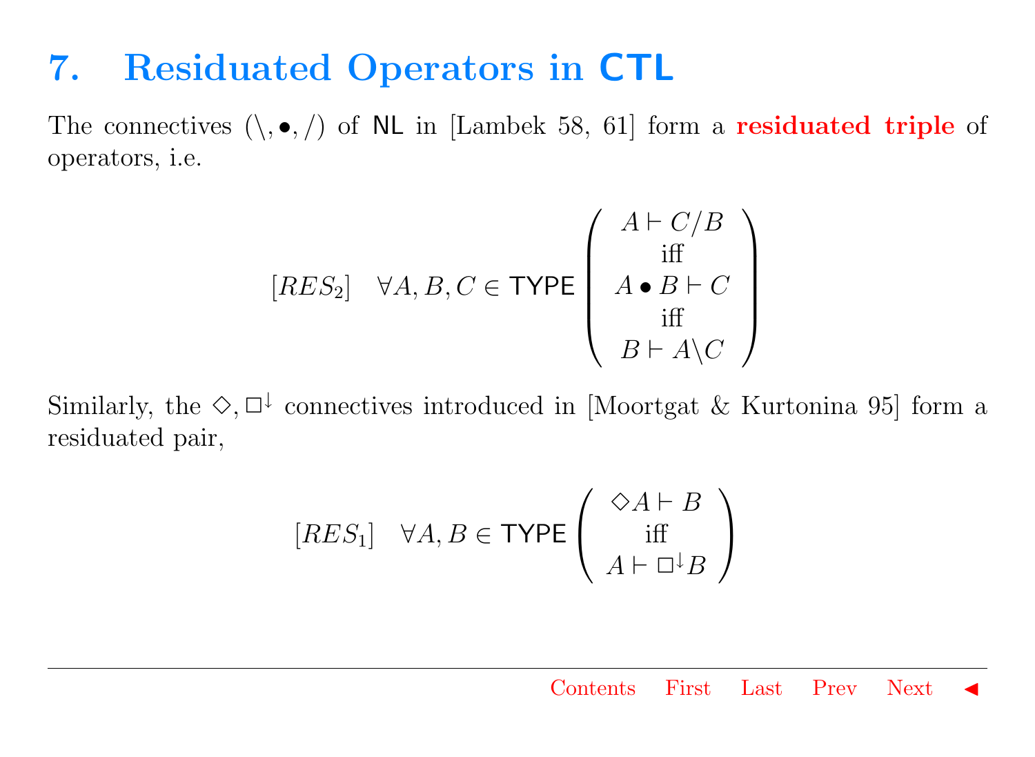# 7. Residuated Operators in CTL

The connectives $(\backslash, \bullet, /)$ of NL in [Lambek 58, 61] form a **residuated triple** of operators, i.e.

$$[RES_2] \quad \forall A, B, C \in \mathsf{TYPE} \left( \begin{array}{c} A \vdash C/B \\ \text{iff} \\ A \bullet B \vdash C \\ \text{iff} \\ B \vdash A \backslash C \end{array} \right)$$

Similarly, the $\Diamond, \Box^{\downarrow}$ connectives introduced in [Moortgat & Kurtonina 95] form a residuated pair,

$$[RES_1] \quad \forall A, B \in \mathsf{TYPE} \left( \begin{array}{c} \Diamond A \vdash B \\ \text{iff} \\ A \vdash \Box^{\downarrow} B \end{array} \right)$$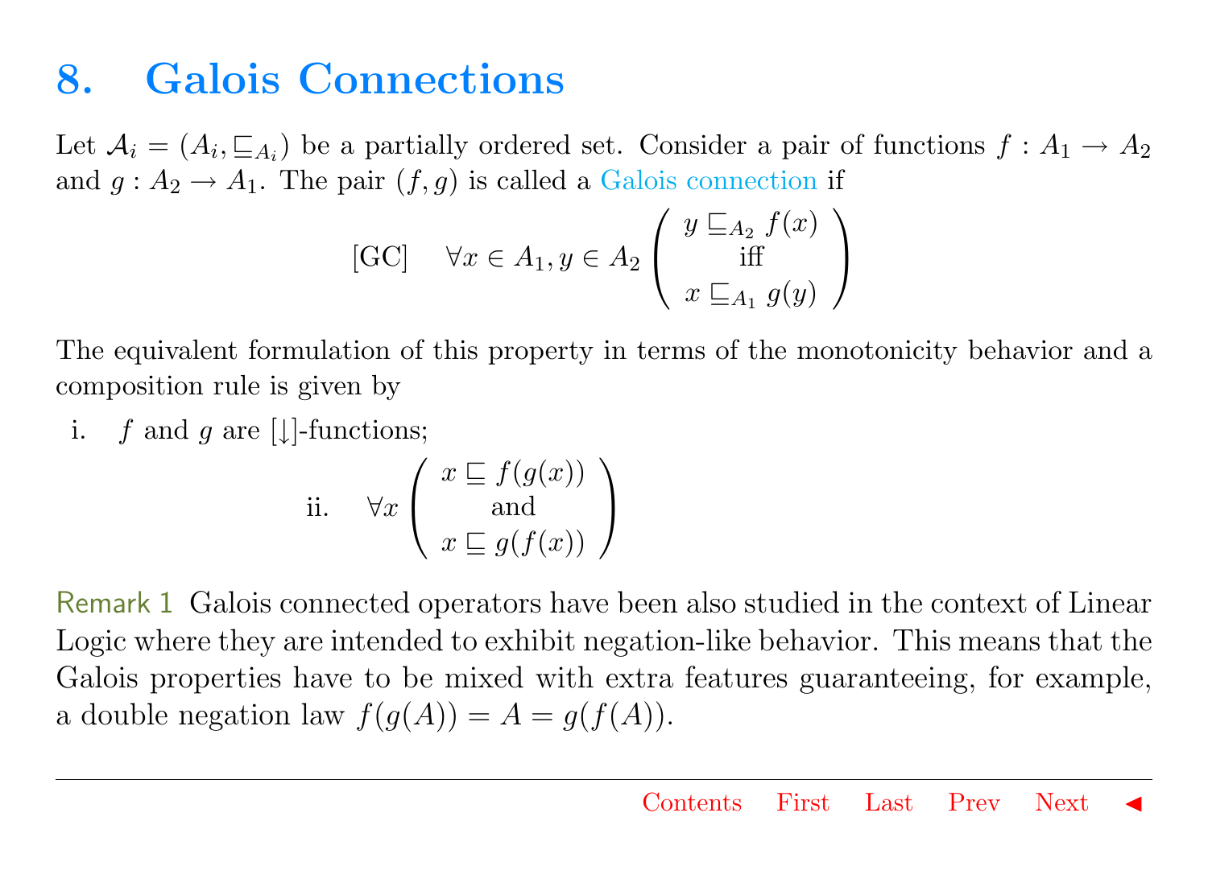# 8. Galois Connections

Let $\mathcal{A}_i = (A_i, \sqsubseteq_{A_i})$ be a partially ordered set. Consider a pair of functions $f : A_1 \to A_2$ and $g : A_2 \to A_1$. The pair $(f, g)$ is called a Galois connection if

$$\text{[GC]} \quad \forall x \in A_1, y \in A_2 \left( \begin{array}{c} y \sqsubseteq_{A_2} f(x) \\ \text{iff} \\ x \sqsubseteq_{A_1} g(y) \end{array} \right)$$

The equivalent formulation of this property in terms of the monotonicity behavior and a composition rule is given by

i. $f$ and $g$ are $[\downarrow]$-functions;

$$\text{ii.} \quad \forall x \left( \begin{array}{c} x \sqsubseteq f(g(x)) \\ \text{and} \\ x \sqsubseteq g(f(x)) \end{array} \right)$$

Remark 1 Galois connected operators have been also studied in the context of Linear Logic where they are intended to exhibit negation-like behavior. This means that the Galois properties have to be mixed with extra features guaranteeing, for example, a double negation law $f(g(A)) = A = g(f(A))$.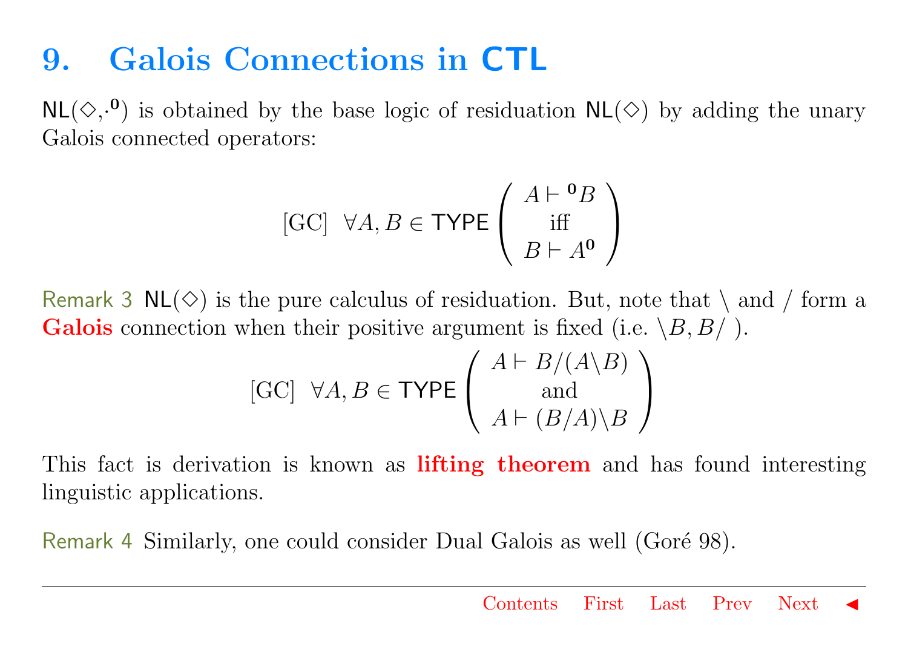# 9. Galois Connections in CTL

$\mathsf{NL}(\diamond, \cdot^{\mathbf{0}})$ is obtained by the base logic of residuation $\mathsf{NL}(\diamond)$ by adding the unary Galois connected operators:

$$[\text{GC}] \;\; \forall A, B \in \mathsf{TYPE} \begin{pmatrix} A \vdash {}^{\mathbf{0}}B \\ \text{iff} \\ B \vdash A^{\mathbf{0}} \end{pmatrix}$$

Remark 3 $\mathsf{NL}(\diamond)$ is the pure calculus of residuation. But, note that $\backslash$ and $/$ form a **Galois** connection when their positive argument is fixed (i.e. $\backslash B, B/$ ).

$$[\text{GC}] \;\; \forall A, B \in \mathsf{TYPE} \begin{pmatrix} A \vdash B/(A\backslash B) \\ \text{and} \\ A \vdash (B/A)\backslash B \end{pmatrix}$$

This fact is derivation is known as **lifting theorem** and has found interesting linguistic applications.

Remark 4 Similarly, one could consider Dual Galois as well (Goré 98).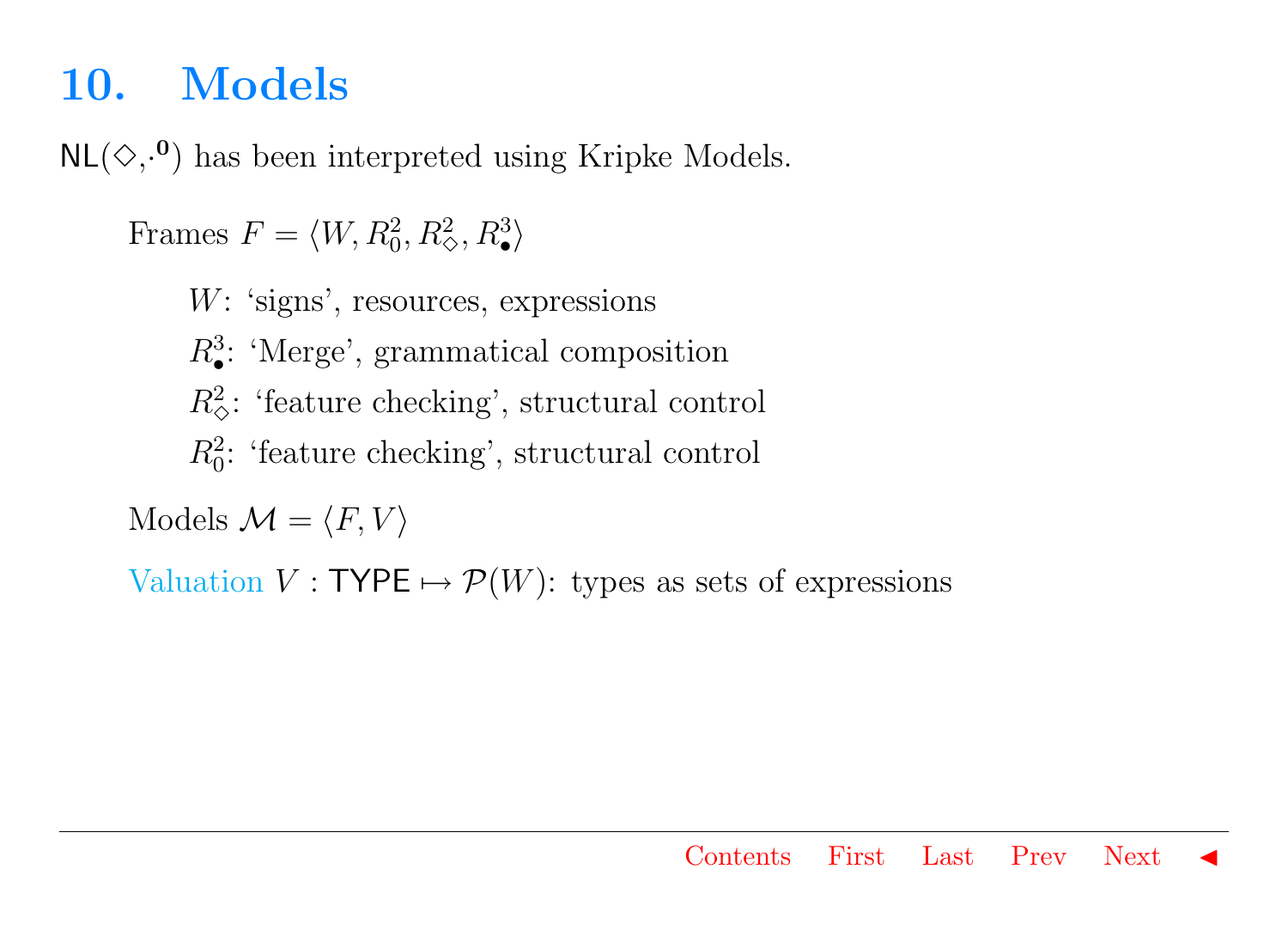# 10. Models

$\mathsf{NL}(\diamond, \cdot^{\mathbf{0}})$ has been interpreted using Kripke Models.

Frames $F = \langle W, R^2_0, R^2_\diamond, R^3_\bullet \rangle$

$W$: 'signs', resources, expressions

$R^3_\bullet$: 'Merge', grammatical composition

$R^2_\diamond$: 'feature checking', structural control

$R^2_0$: 'feature checking', structural control

Models $\mathcal{M} = \langle F, V \rangle$

Valuation $V : \mathsf{TYPE} \mapsto \mathcal{P}(W)$: types as sets of expressions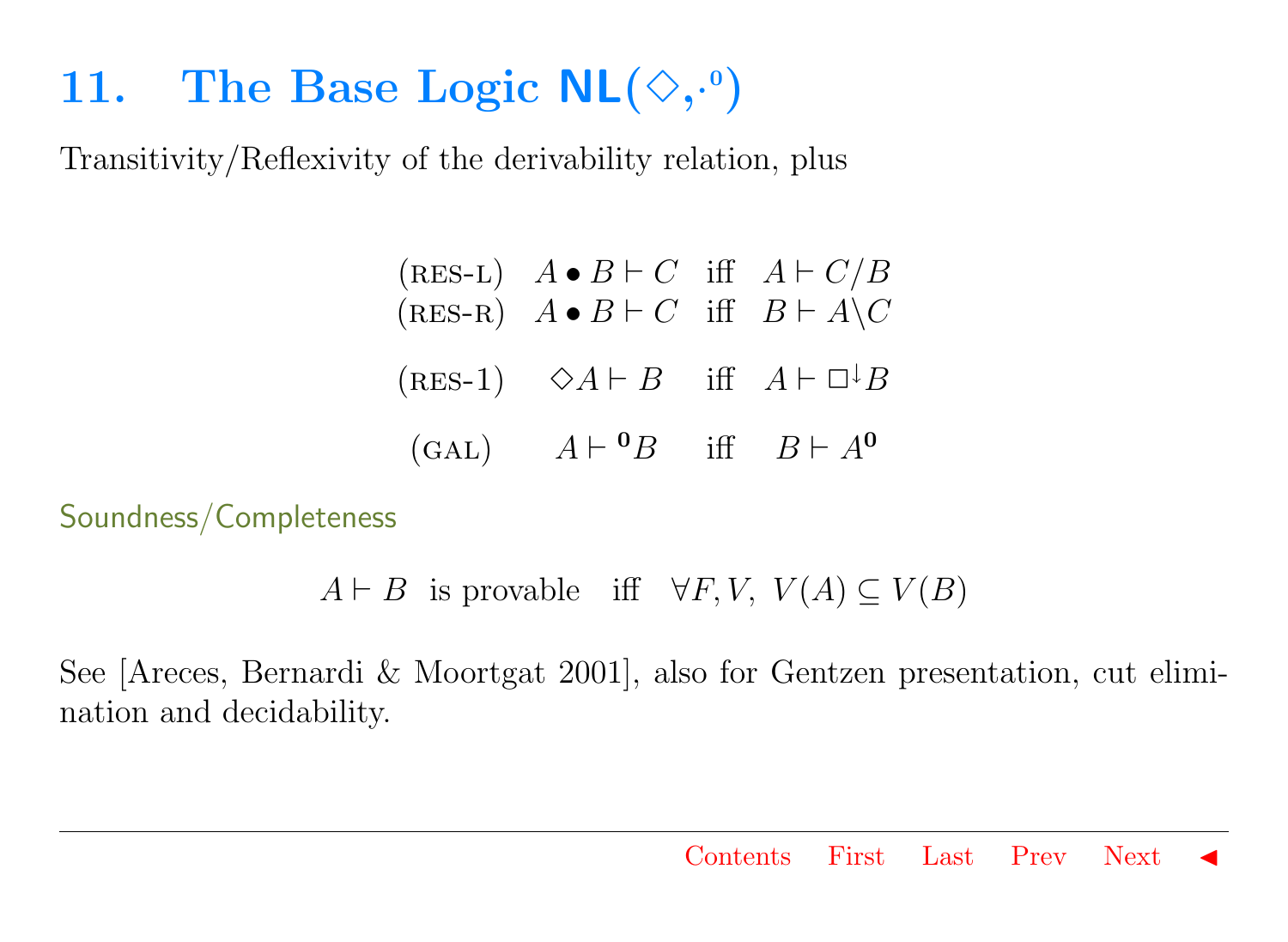# 11. The Base Logic $\mathbf{NL}(\diamond, \cdot^0)$

Transitivity/Reflexivity of the derivability relation, plus

$$
\begin{array}{lccc}
(\text{RES-L}) & A \bullet B \vdash C & \text{iff} & A \vdash C/B \\
(\text{RES-R}) & A \bullet B \vdash C & \text{iff} & B \vdash A \backslash C \\
 & & & \\
(\text{RES-1}) & \diamond A \vdash B & \text{iff} & A \vdash \Box^{\downarrow} B \\
 & & & \\
(\text{GAL}) & A \vdash {}^{\mathbf{0}}B & \text{iff} & B \vdash A^{\mathbf{0}}
\end{array}
$$

Soundness/Completeness

$$A \vdash B \ \text{ is provable} \quad \text{iff} \quad \forall F, V, \ V(A) \subseteq V(B)$$

See [Areces, Bernardi & Moortgat 2001], also for Gentzen presentation, cut elimination and decidability.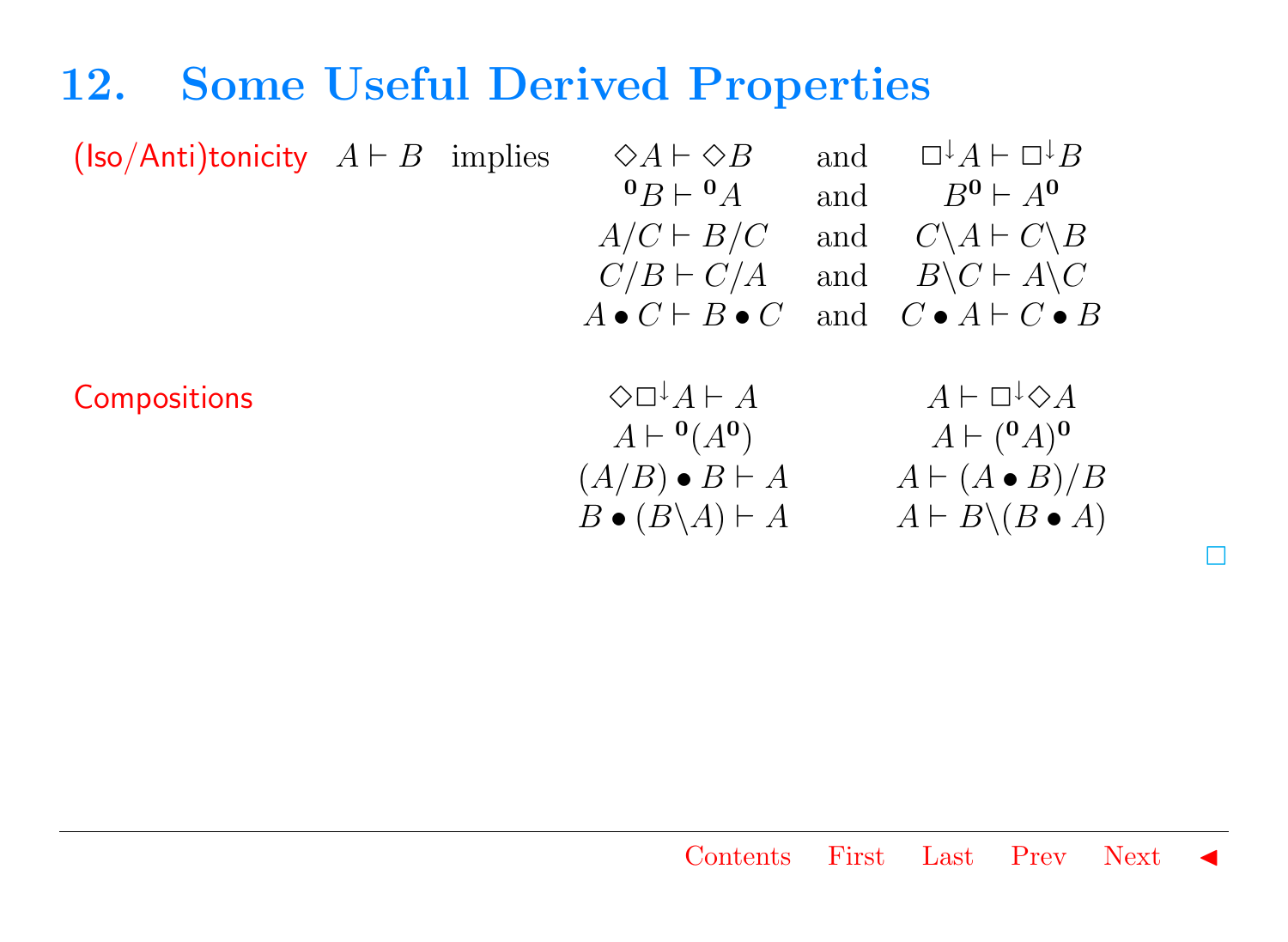# 12. Some Useful Derived Properties

**(Iso/Anti)tonicity** $A \vdash B$ implies

$$\Diamond A \vdash \Diamond B \quad \text{and} \quad \Box^{\downarrow} A \vdash \Box^{\downarrow} B$$
$$^{\mathbf{0}}B \vdash {}^{\mathbf{0}}A \quad \text{and} \quad B^{\mathbf{0}} \vdash A^{\mathbf{0}}$$
$$A/C \vdash B/C \quad \text{and} \quad C\backslash A \vdash C\backslash B$$
$$C/B \vdash C/A \quad \text{and} \quad B\backslash C \vdash A\backslash C$$
$$A \bullet C \vdash B \bullet C \quad \text{and} \quad C \bullet A \vdash C \bullet B$$

**Compositions**

$$\Diamond\Box^{\downarrow} A \vdash A \qquad A \vdash \Box^{\downarrow}\Diamond A$$
$$A \vdash {}^{\mathbf{0}}(A^{\mathbf{0}}) \qquad A \vdash ({}^{\mathbf{0}}A)^{\mathbf{0}}$$
$$(A/B) \bullet B \vdash A \qquad A \vdash (A \bullet B)/B$$
$$B \bullet (B\backslash A) \vdash A \qquad A \vdash B\backslash(B \bullet A)$$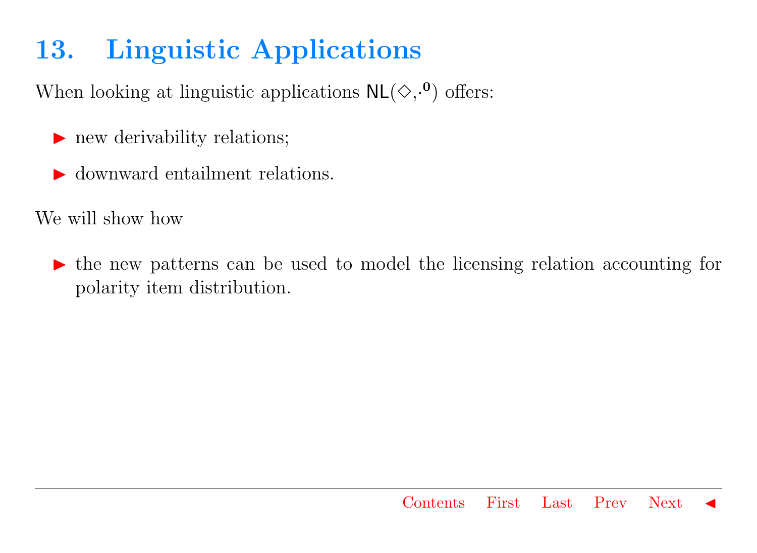# 13. Linguistic Applications

When looking at linguistic applications $\mathsf{NL}(\diamond, \cdot^{\mathbf{0}})$ offers:

- new derivability relations;
- downward entailment relations.

We will show how

- the new patterns can be used to model the licensing relation accounting for polarity item distribution.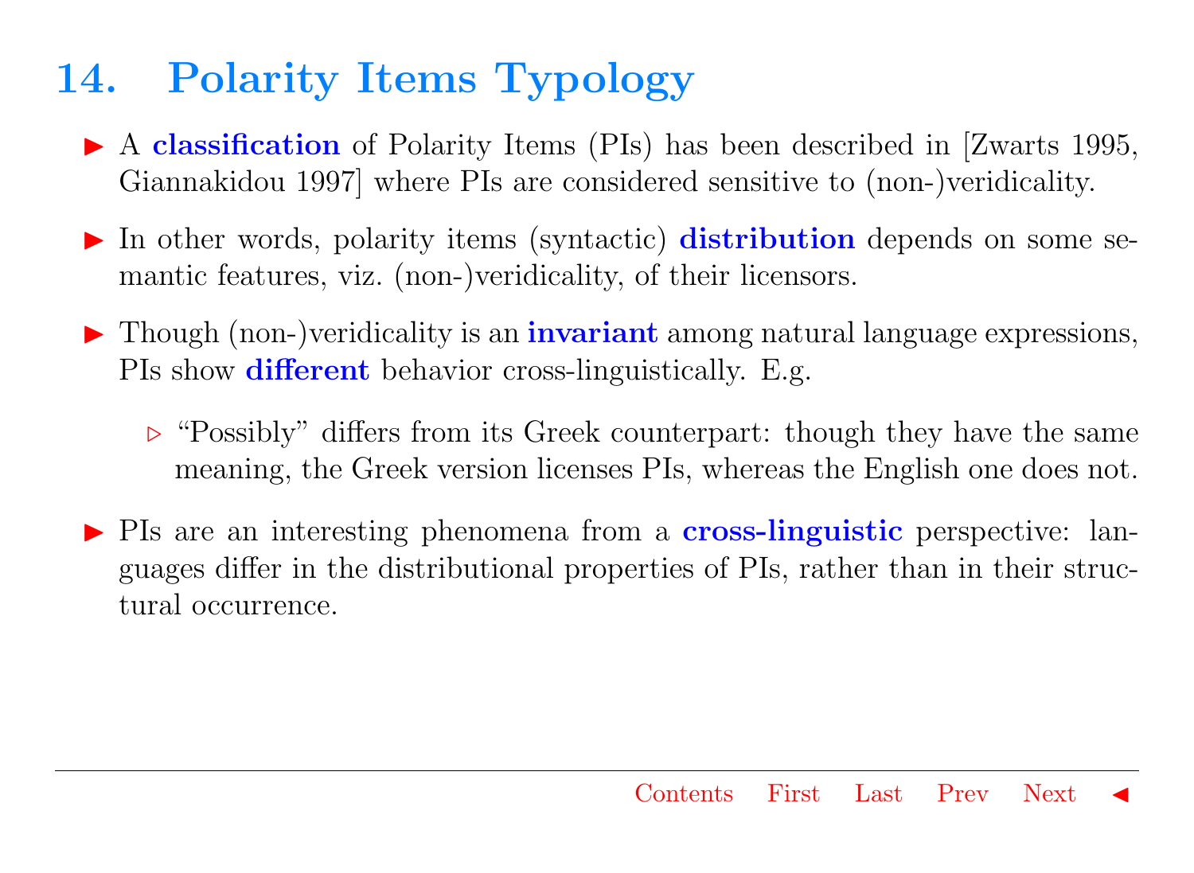# 14. Polarity Items Typology

- A **classification** of Polarity Items (PIs) has been described in [Zwarts 1995, Giannakidou 1997] where PIs are considered sensitive to (non-)veridicality.
- In other words, polarity items (syntactic) **distribution** depends on some semantic features, viz. (non-)veridicality, of their licensors.
- Though (non-)veridicality is an **invariant** among natural language expressions, PIs show **different** behavior cross-linguistically. E.g.
  - "Possibly" differs from its Greek counterpart: though they have the same meaning, the Greek version licenses PIs, whereas the English one does not.
- PIs are an interesting phenomena from a **cross-linguistic** perspective: languages differ in the distributional properties of PIs, rather than in their structural occurrence.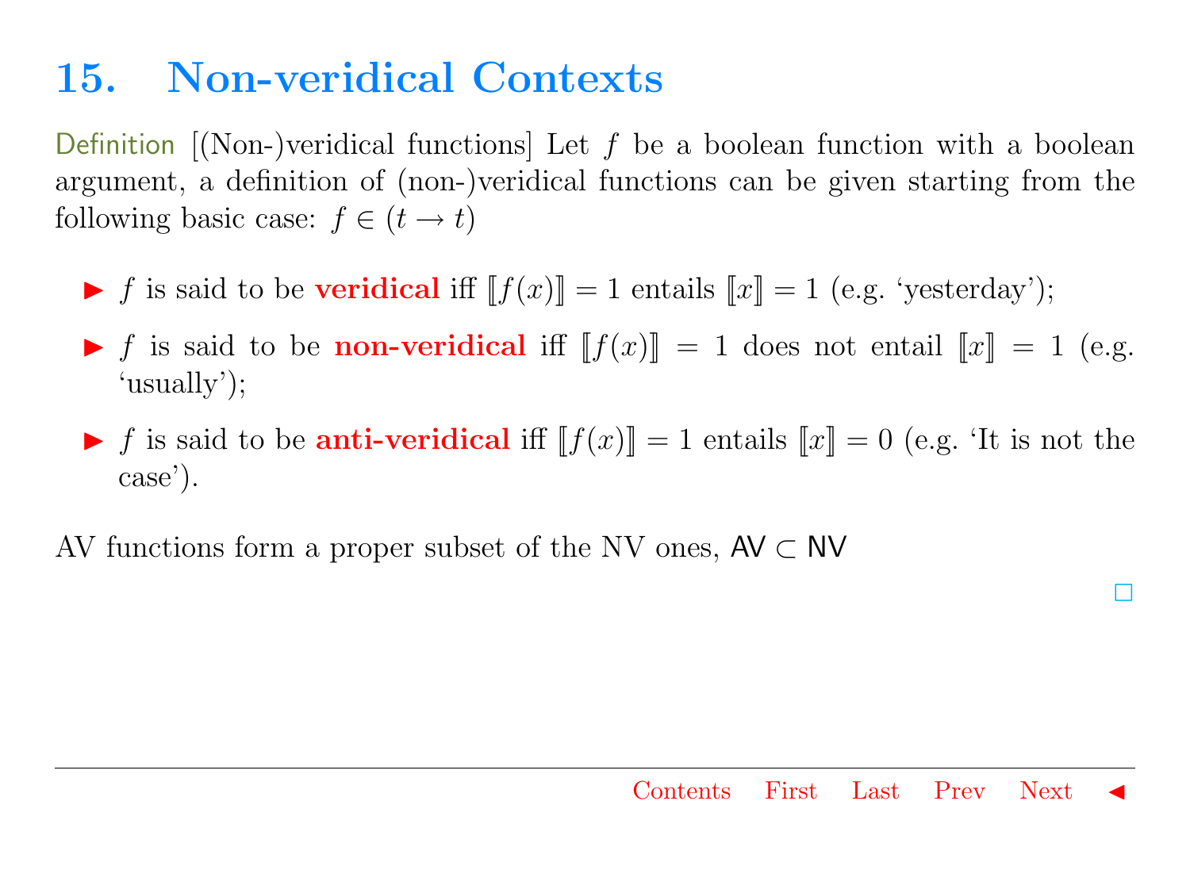# 15. Non-veridical Contexts

Definition [(Non-)veridical functions] Let $f$ be a boolean function with a boolean argument, a definition of (non-)veridical functions can be given starting from the following basic case: $f \in (t \rightarrow t)$

- $f$ is said to be **veridical** iff $[\![f(x)]\!] = 1$ entails $[\![x]\!] = 1$ (e.g. 'yesterday');
- $f$ is said to be **non-veridical** iff $[\![f(x)]\!] = 1$ does not entail $[\![x]\!] = 1$ (e.g. 'usually');
- $f$ is said to be **anti-veridical** iff $[\![f(x)]\!] = 1$ entails $[\![x]\!] = 0$ (e.g. 'It is not the case').

AV functions form a proper subset of the NV ones, $\mathsf{AV} \subset \mathsf{NV}$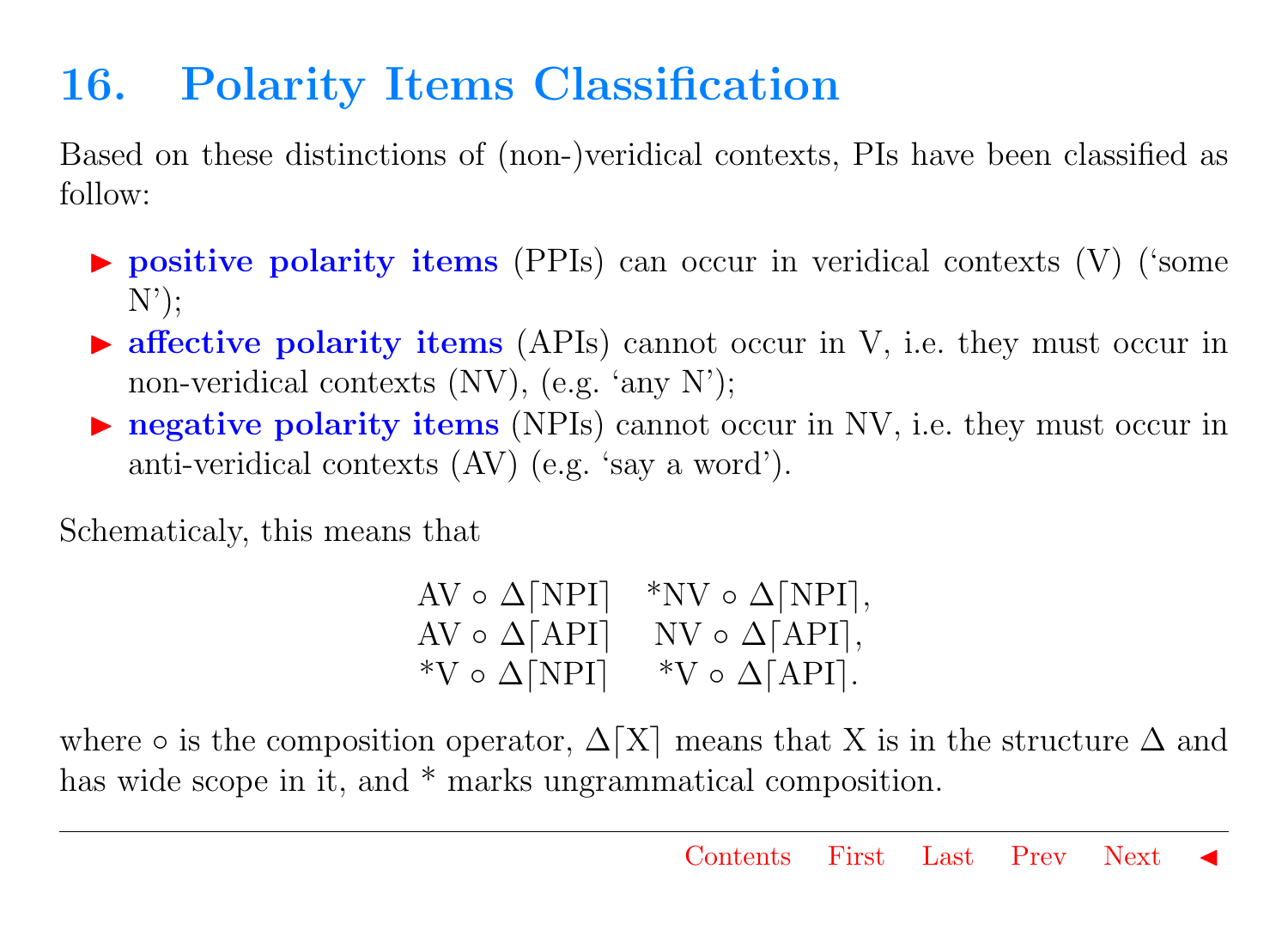# 16. Polarity Items Classification

Based on these distinctions of (non-)veridical contexts, PIs have been classified as follow:

- **positive polarity items** (PPIs) can occur in veridical contexts (V) ('some N');
- **affective polarity items** (APIs) cannot occur in V, i.e. they must occur in non-veridical contexts (NV), (e.g. 'any N');
- **negative polarity items** (NPIs) cannot occur in NV, i.e. they must occur in anti-veridical contexts (AV) (e.g. 'say a word').

Schematicaly, this means that

$$
\begin{array}{ll}
\mathrm{AV} \circ \Delta\lceil \mathrm{NPI} \rceil & {}^{*}\mathrm{NV} \circ \Delta\lceil \mathrm{NPI} \rceil, \\
\mathrm{AV} \circ \Delta\lceil \mathrm{API} \rceil & \mathrm{NV} \circ \Delta\lceil \mathrm{API} \rceil, \\
{}^{*}\mathrm{V} \circ \Delta\lceil \mathrm{NPI} \rceil & {}^{*}\mathrm{V} \circ \Delta\lceil \mathrm{API} \rceil.
\end{array}
$$

where $\circ$ is the composition operator, $\Delta\lceil X \rceil$ means that X is in the structure $\Delta$ and has wide scope in it, and * marks ungrammatical composition.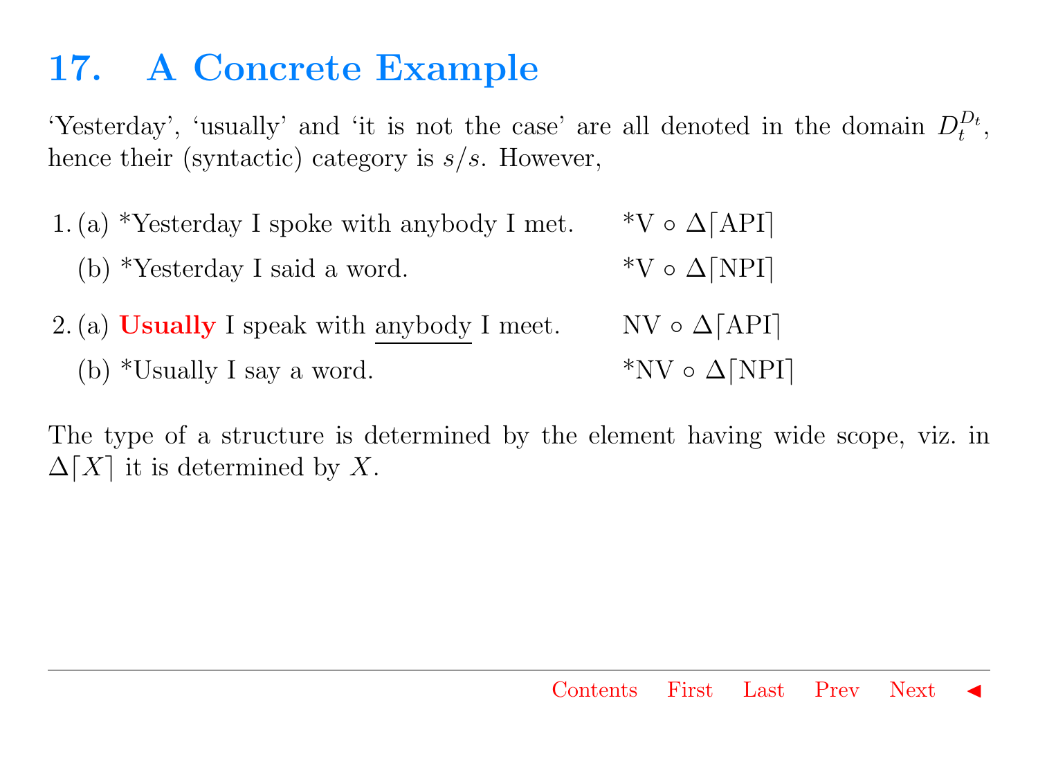# 17. A Concrete Example

'Yesterday', 'usually' and 'it is not the case' are all denoted in the domain $D_t^{D_t}$, hence their (syntactic) category is $s/s$. However,

1. (a) *Yesterday I spoke with anybody I met. *V $\circ$ $\Delta\lceil$API$\rceil$

   (b) *Yesterday I said a word. *V $\circ$ $\Delta\lceil$NPI$\rceil$

2. (a) **Usually** I speak with anybody I meet. NV $\circ$ $\Delta\lceil$API$\rceil$

   (b) *Usually I say a word. *NV $\circ$ $\Delta\lceil$NPI$\rceil$

The type of a structure is determined by the element having wide scope, viz. in $\Delta\lceil X\rceil$ it is determined by $X$.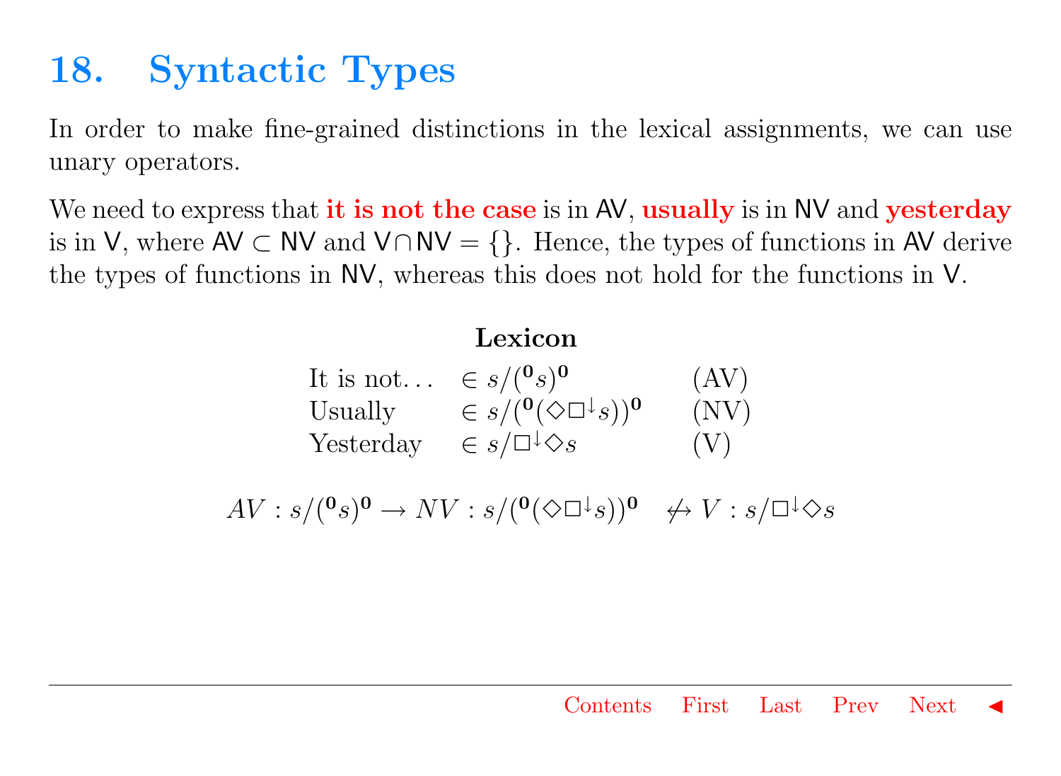# 18. Syntactic Types

In order to make fine-grained distinctions in the lexical assignments, we can use unary operators.

We need to express that **it is not the case** is in AV, **usually** is in NV and **yesterday** is in V, where $\mathsf{AV} \subset \mathsf{NV}$ and $\mathsf{V} \cap \mathsf{NV} = \{\}$. Hence, the types of functions in AV derive the types of functions in NV, whereas this does not hold for the functions in V.

**Lexicon**

| | | |
|---|---|---|
| It is not... | $\in s/({}^{\mathbf{0}}s)^{\mathbf{0}}$ | (AV) |
| Usually | $\in s/({}^{\mathbf{0}}(\Diamond\Box^{\downarrow}s))^{\mathbf{0}}$ | (NV) |
| Yesterday | $\in s/\Box^{\downarrow}\Diamond s$ | (V) |

$$AV : s/({}^{\mathbf{0}}s)^{\mathbf{0}} \rightarrow NV : s/({}^{\mathbf{0}}(\Diamond\Box^{\downarrow}s))^{\mathbf{0}} \quad \not\leftrightarrow V : s/\Box^{\downarrow}\Diamond s$$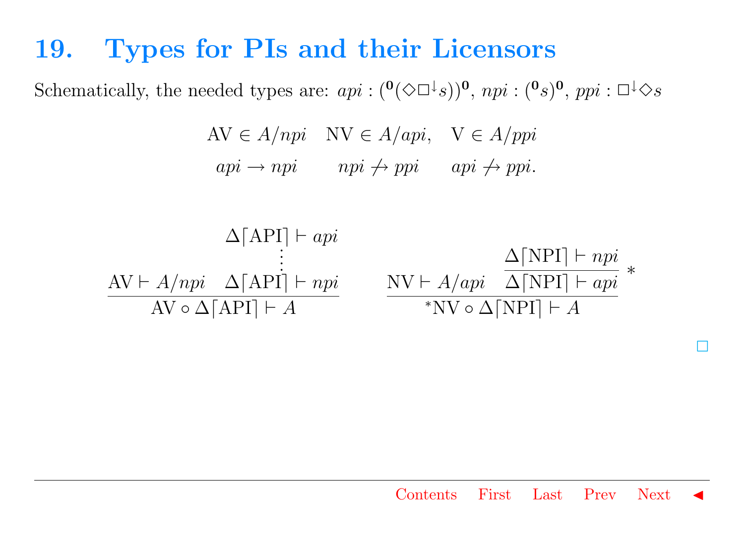# 19. Types for PIs and their Licensors

Schematically, the needed types are: $api : ({}^{\mathbf{0}}(\Diamond\Box^{\downarrow}s))^{\mathbf{0}}$, $npi : ({}^{\mathbf{0}}s)^{\mathbf{0}}$, $ppi : \Box^{\downarrow}\Diamond s$

$$
\begin{array}{ccc}
\text{AV} \in A/npi & \text{NV} \in A/api, & \text{V} \in A/ppi \\
api \rightarrow npi & npi \not\rightarrow ppi & api \not\rightarrow ppi.
\end{array}
$$

$$
\dfrac{\text{AV} \vdash A/npi \quad \begin{array}{c}\Delta\lceil\text{API}\rceil \vdash api \\ \vdots \\ \Delta\lceil\text{API}\rceil \vdash npi\end{array}}{\text{AV} \circ \Delta\lceil\text{API}\rceil \vdash A}
\qquad
\dfrac{\text{NV} \vdash A/api \quad \dfrac{\Delta\lceil\text{NPI}\rceil \vdash npi}{\Delta\lceil\text{NPI}\rceil \vdash api}\,{*}}{{}^{*}\text{NV} \circ \Delta\lceil\text{NPI}\rceil \vdash A}
$$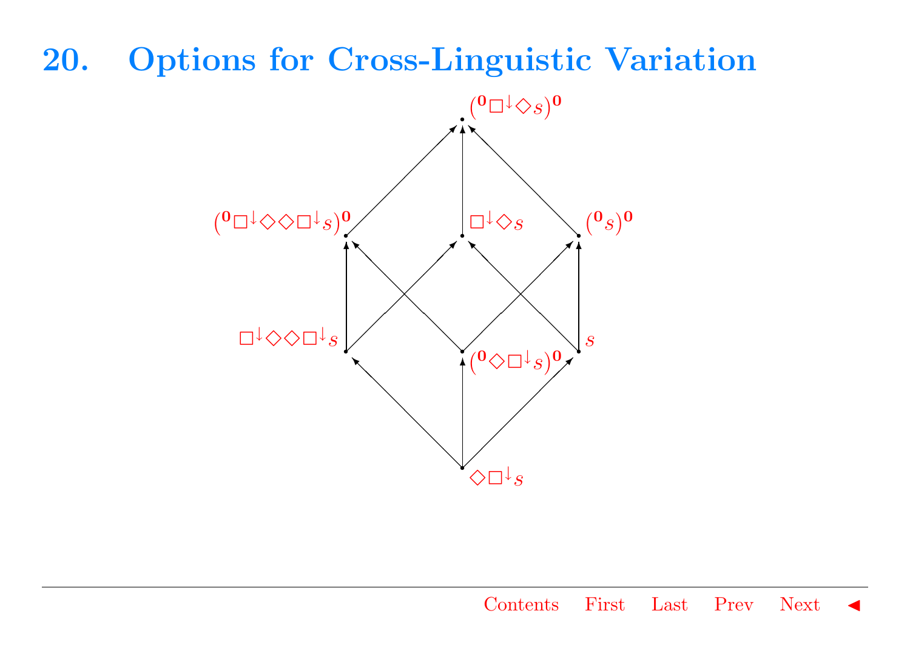# 20. Options for Cross-Linguistic Variation

$(^{\mathbf{0}}\Box^{\downarrow}\Diamond s)^{\mathbf{0}}$

$(^{\mathbf{0}}\Box^{\downarrow}\Diamond\Diamond\Box^{\downarrow}s)^{\mathbf{0}}$

$\Box^{\downarrow}\Diamond s$

$(^{\mathbf{0}}s)^{\mathbf{0}}$

$\Box^{\downarrow}\Diamond\Diamond\Box^{\downarrow}s$

$(^{\mathbf{0}}\Diamond\Box^{\downarrow}s)^{\mathbf{0}}$

$s$

$\Diamond\Box^{\downarrow}s$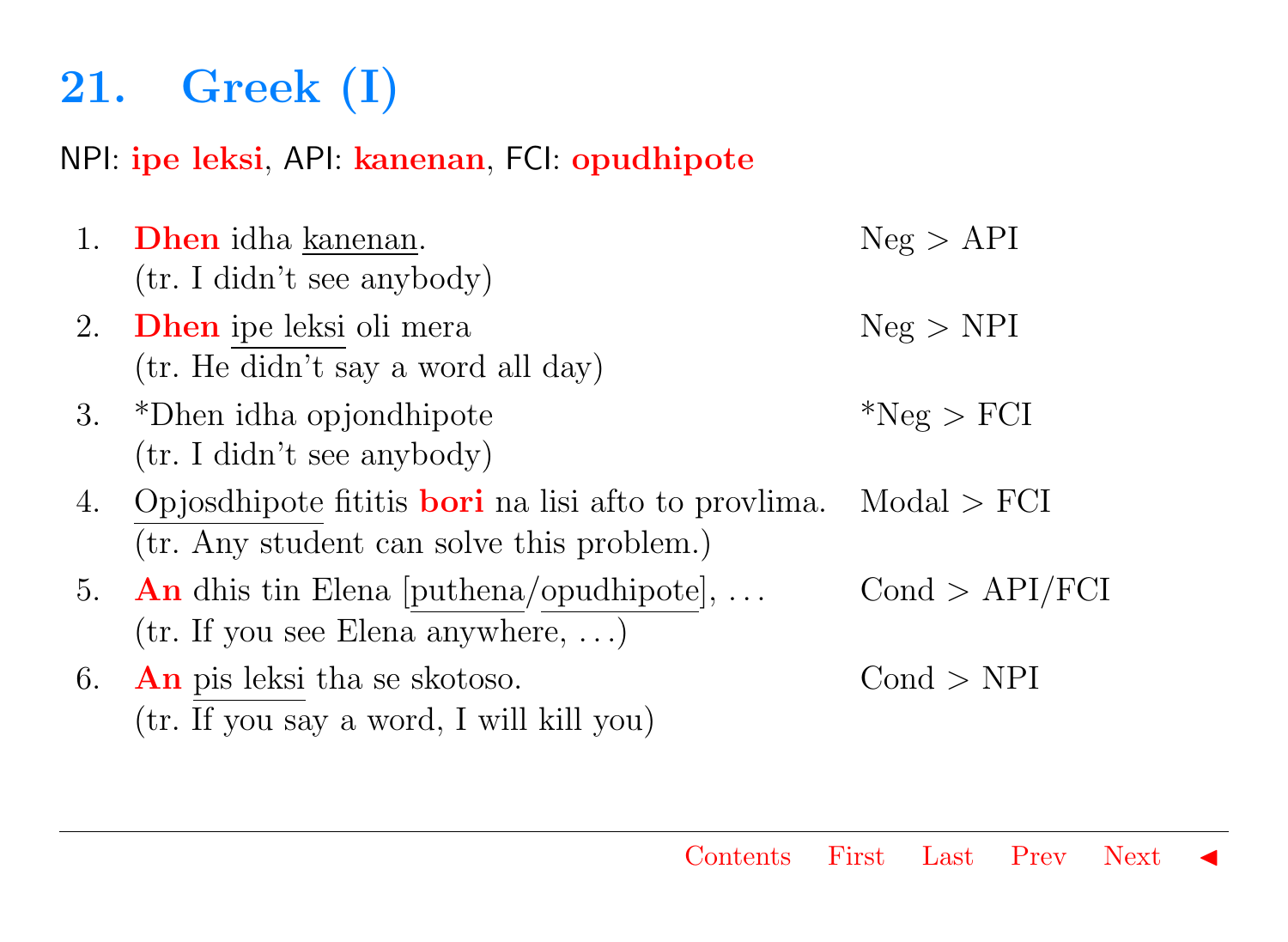# 21. Greek (I)

NPI: **ipe leksi**, API: **kanenan**, FCI: **opudhipote**

| | | |
|---|---|---|
| 1. | **Dhen** idha kanenan.<br>(tr. I didn't see anybody) | Neg > API |
| 2. | **Dhen** ipe leksi oli mera<br>(tr. He didn't say a word all day) | Neg > NPI |
| 3. | *Dhen idha opjondhipote<br>(tr. I didn't see anybody) | *Neg > FCI |
| 4. | Opjosdhipote fititis **bori** na lisi afto to provlima.<br>(tr. Any student can solve this problem.) | Modal > FCI |
| 5. | **An** dhis tin Elena [puthena/opudhipote], ...<br>(tr. If you see Elena anywhere, ...) | Cond > API/FCI |
| 6. | **An** pis leksi tha se skotoso.<br>(tr. If you say a word, I will kill you) | Cond > NPI |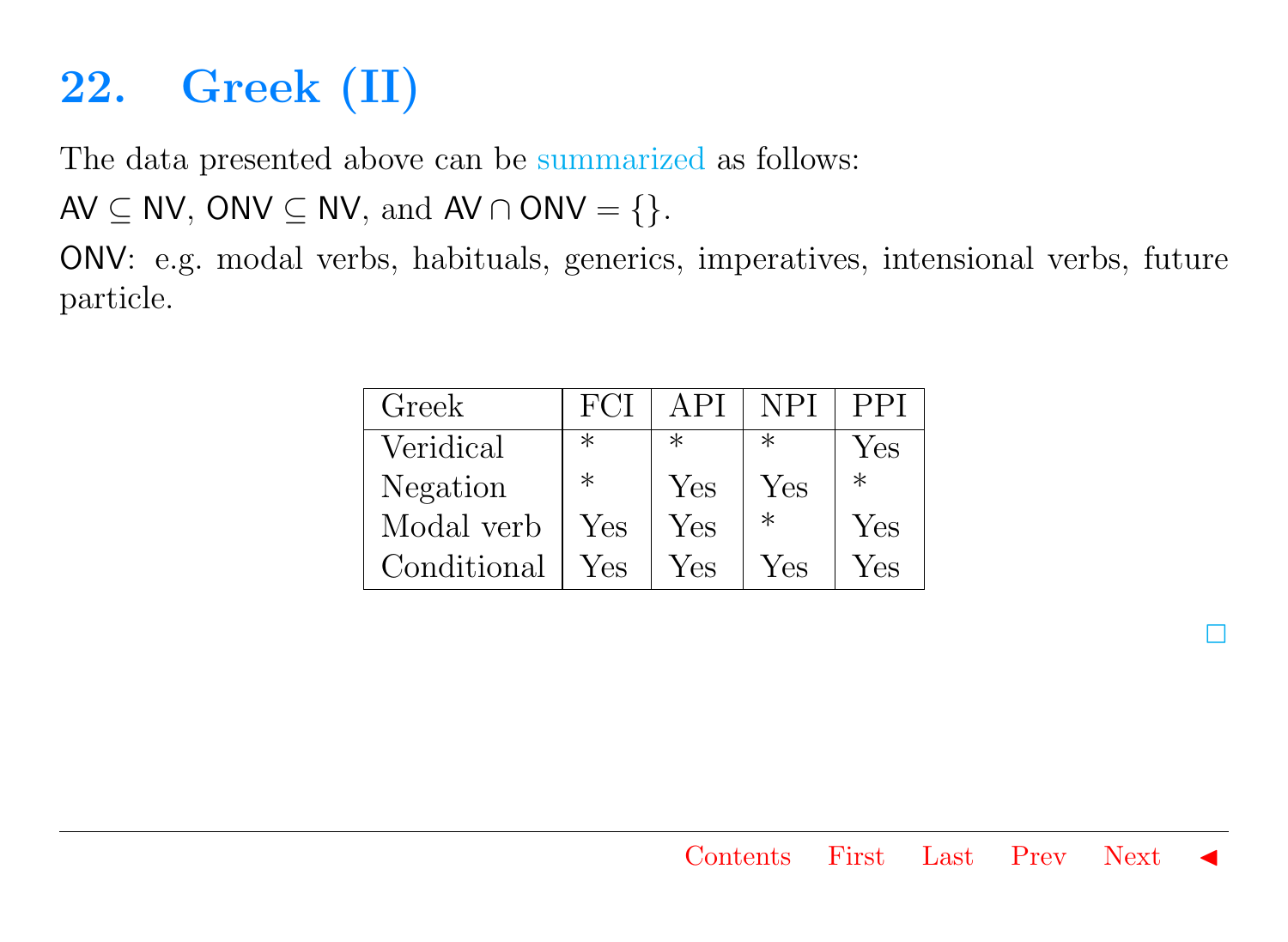# 22. Greek (II)

The data presented above can be summarized as follows:

$\mathsf{AV} \subseteq \mathsf{NV}$, $\mathsf{ONV} \subseteq \mathsf{NV}$, and $\mathsf{AV} \cap \mathsf{ONV} = \{\}$.

ONV: e.g. modal verbs, habituals, generics, imperatives, intensional verbs, future particle.

| Greek | FCI | API | NPI | PPI |
|---|---|---|---|---|
| Veridical | * | * | * | Yes |
| Negation | * | Yes | Yes | * |
| Modal verb | Yes | Yes | * | Yes |
| Conditional | Yes | Yes | Yes | Yes |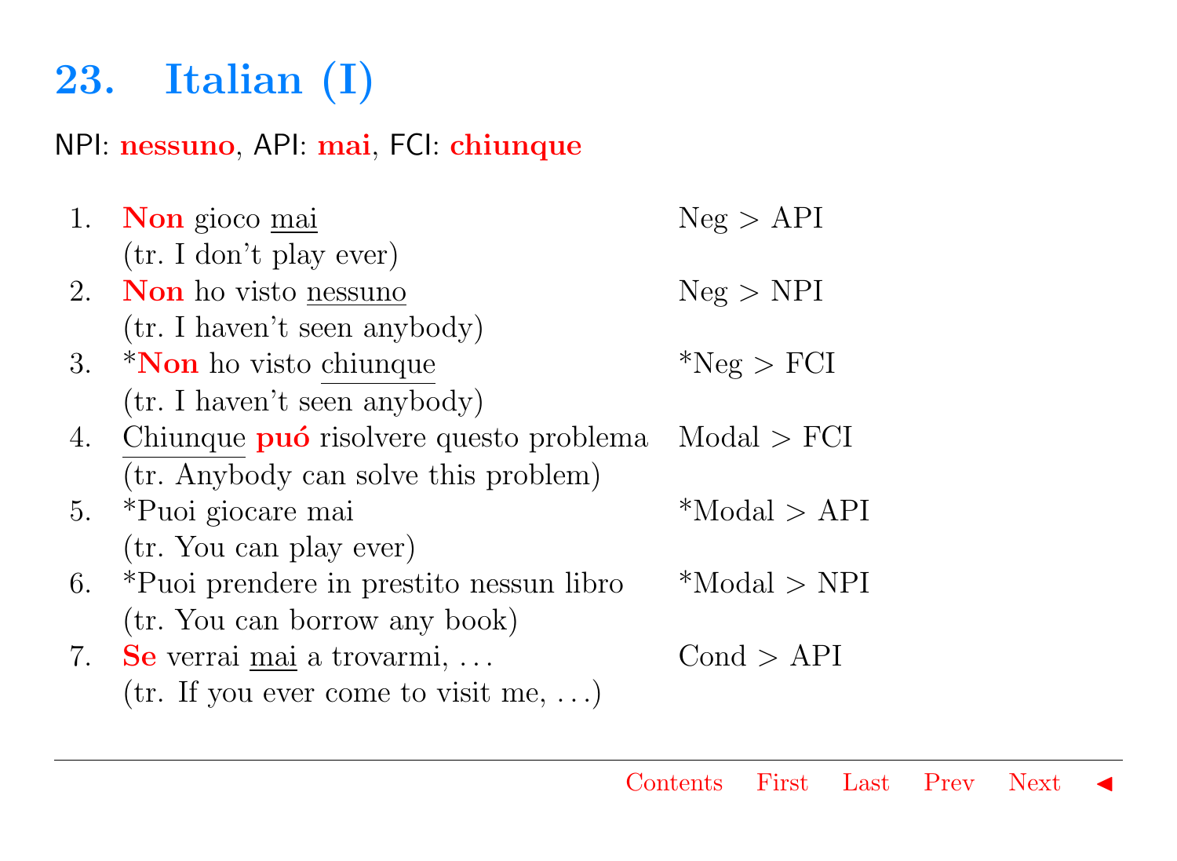# 23. Italian (I)

NPI: **nessuno**, API: **mai**, FCI: **chiunque**

| | | |
|---|---|---|
| 1. | **Non** gioco mai<br>(tr. I don't play ever) | Neg > API |
| 2. | **Non** ho visto nessuno<br>(tr. I haven't seen anybody) | Neg > NPI |
| 3. | ***Non** ho visto chiunque<br>(tr. I haven't seen anybody) | *Neg > FCI |
| 4. | Chiunque **puó** risolvere questo problema<br>(tr. Anybody can solve this problem) | Modal > FCI |
| 5. | *Puoi giocare mai<br>(tr. You can play ever) | *Modal > API |
| 6. | *Puoi prendere in prestito nessun libro<br>(tr. You can borrow any book) | *Modal > NPI |
| 7. | **Se** verrai mai a trovarmi, ...<br>(tr. If you ever come to visit me, ...) | Cond > API |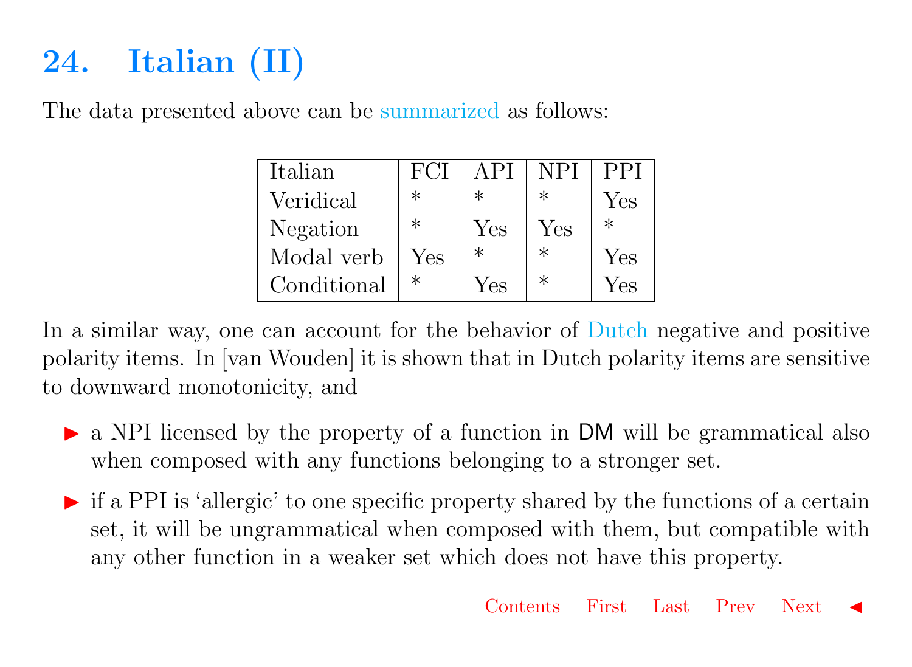# 24. Italian (II)

The data presented above can be summarized as follows:

| Italian | FCI | API | NPI | PPI |
|---|---|---|---|---|
| Veridical | * | * | * | Yes |
| Negation | * | Yes | Yes | * |
| Modal verb | Yes | * | * | Yes |
| Conditional | * | Yes | * | Yes |

In a similar way, one can account for the behavior of Dutch negative and positive polarity items. In [van Wouden] it is shown that in Dutch polarity items are sensitive to downward monotonicity, and

- a NPI licensed by the property of a function in DM will be grammatical also when composed with any functions belonging to a stronger set.
- if a PPI is 'allergic' to one specific property shared by the functions of a certain set, it will be ungrammatical when composed with them, but compatible with any other function in a weaker set which does not have this property.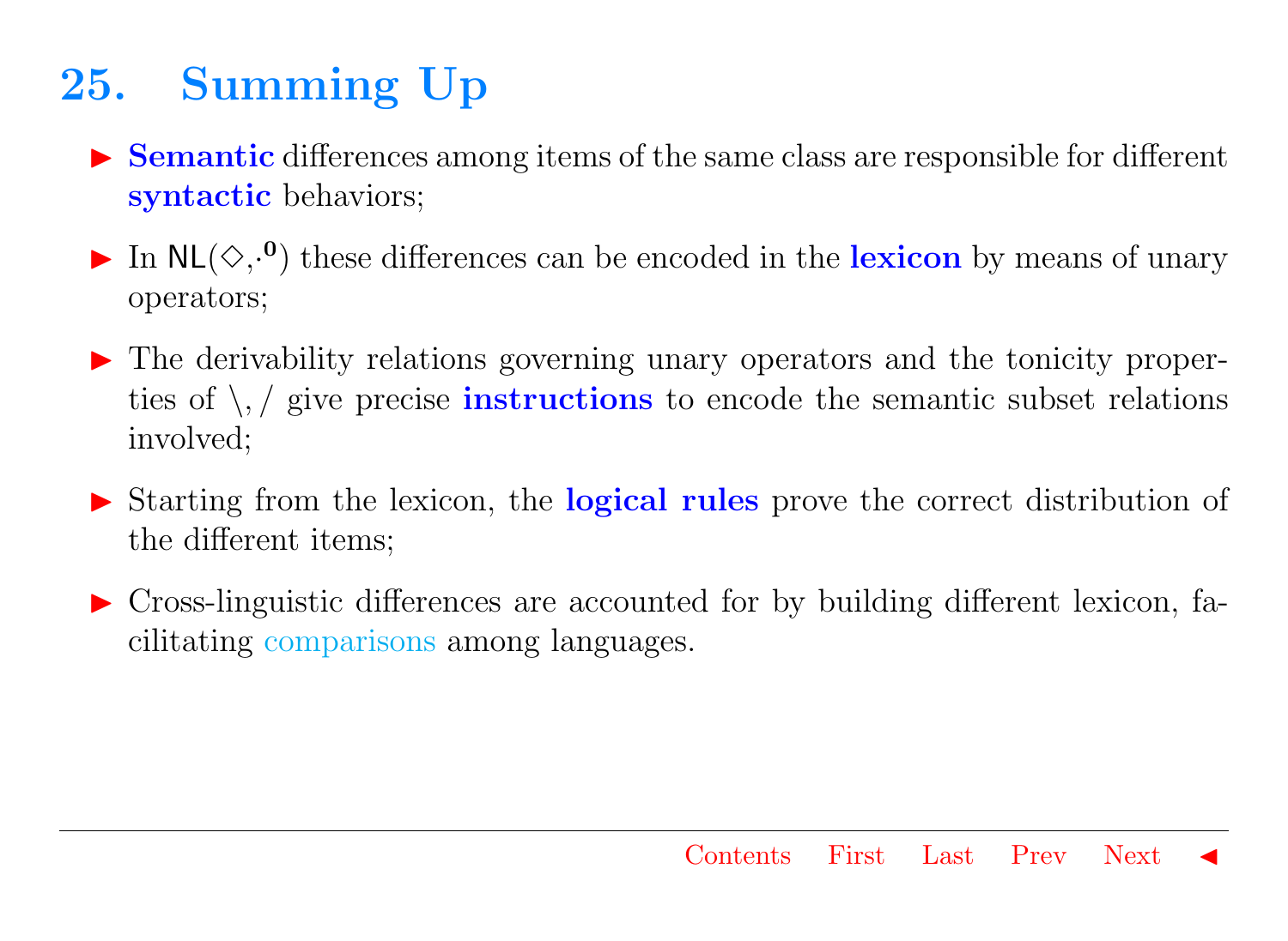# 25. Summing Up

- **Semantic** differences among items of the same class are responsible for different **syntactic** behaviors;
- In $\mathsf{NL}(\diamond, \cdot^{\mathbf{0}})$ these differences can be encoded in the **lexicon** by means of unary operators;
- The derivability relations governing unary operators and the tonicity properties of $\backslash, /$ give precise **instructions** to encode the semantic subset relations involved;
- Starting from the lexicon, the **logical rules** prove the correct distribution of the different items;
- Cross-linguistic differences are accounted for by building different lexicon, facilitating comparisons among languages.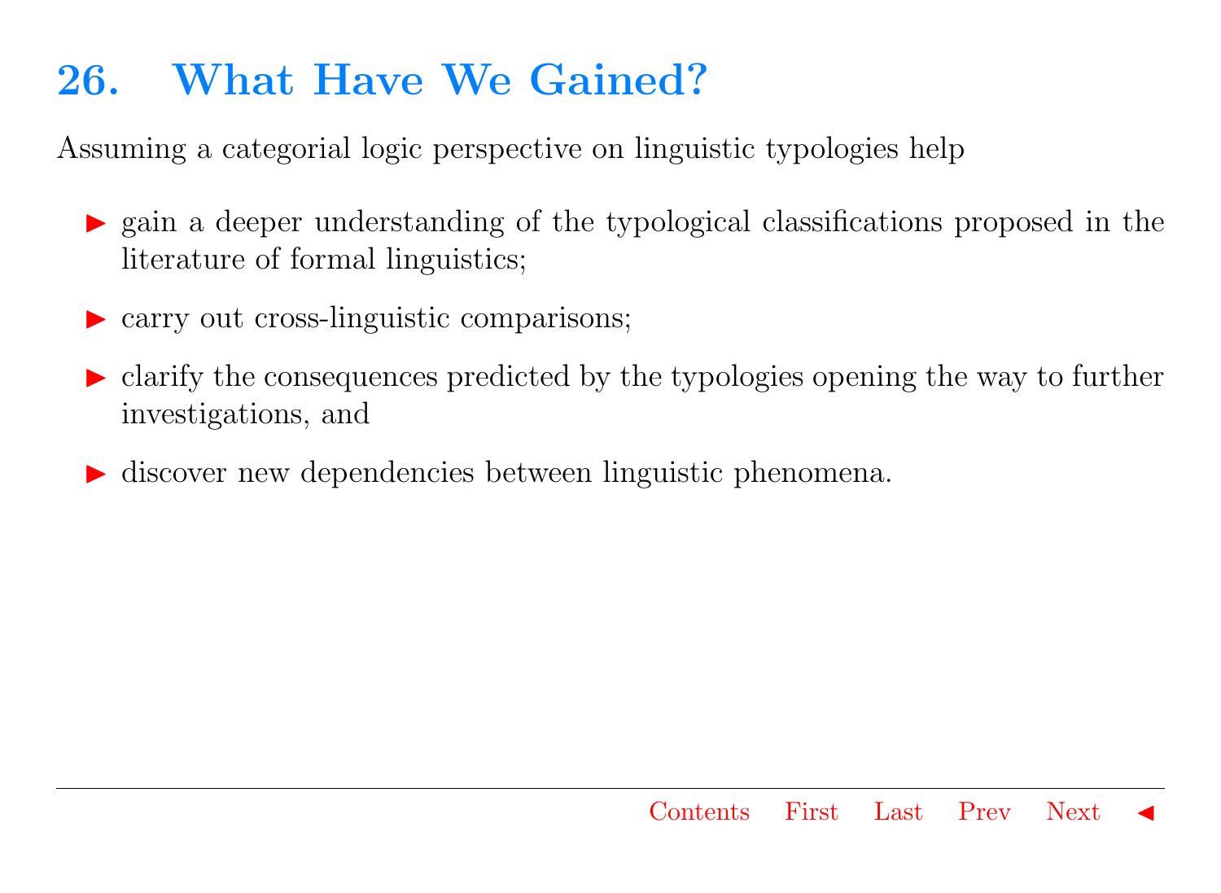# 26. What Have We Gained?

Assuming a categorial logic perspective on linguistic typologies help

- gain a deeper understanding of the typological classifications proposed in the literature of formal linguistics;
- carry out cross-linguistic comparisons;
- clarify the consequences predicted by the typologies opening the way to further investigations, and
- discover new dependencies between linguistic phenomena.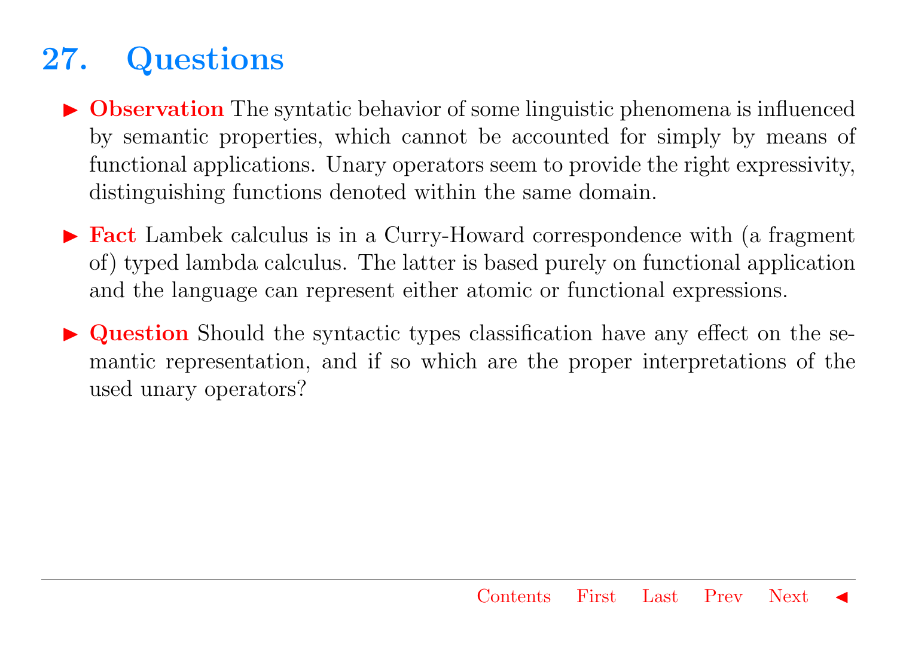# 27. Questions

- **Observation** The syntatic behavior of some linguistic phenomena is influenced by semantic properties, which cannot be accounted for simply by means of functional applications. Unary operators seem to provide the right expressivity, distinguishing functions denoted within the same domain.
- **Fact** Lambek calculus is in a Curry-Howard correspondence with (a fragment of) typed lambda calculus. The latter is based purely on functional application and the language can represent either atomic or functional expressions.
- **Question** Should the syntactic types classification have any effect on the semantic representation, and if so which are the proper interpretations of the used unary operators?